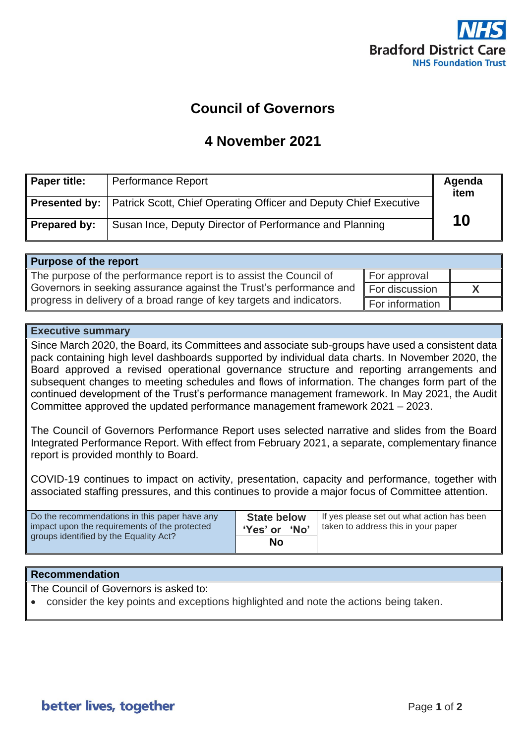Bradford District Care
NHS Foundation Trust

# Council of Governors

## 4 November 2021

| Paper title: | Performance Report | Agenda item |
|---|---|---|
| Presented by: | Patrick Scott, Chief Operating Officer and Deputy Chief Executive | 10 |
| Prepared by: | Susan Ince, Deputy Director of Performance and Planning | |

| Purpose of the report | | |
|---|---|---|
| The purpose of the performance report is to assist the Council of Governors in seeking assurance against the Trust's performance and progress in delivery of a broad range of key targets and indicators. | For approval | |
| | For discussion | X |
| | For information | |

**Executive summary**

Since March 2020, the Board, its Committees and associate sub-groups have used a consistent data pack containing high level dashboards supported by individual data charts. In November 2020, the Board approved a revised operational governance structure and reporting arrangements and subsequent changes to meeting schedules and flows of information. The changes form part of the continued development of the Trust's performance management framework. In May 2021, the Audit Committee approved the updated performance management framework 2021 – 2023.

The Council of Governors Performance Report uses selected narrative and slides from the Board Integrated Performance Report. With effect from February 2021, a separate, complementary finance report is provided monthly to Board.

COVID-19 continues to impact on activity, presentation, capacity and performance, together with associated staffing pressures, and this continues to provide a major focus of Committee attention.

| Do the recommendations in this paper have any impact upon the requirements of the protected groups identified by the Equality Act? | State below 'Yes' or 'No' | If yes please set out what action has been taken to address this in your paper |
|---|---|---|
| | No | |

**Recommendation**

The Council of Governors is asked to:

- consider the key points and exceptions highlighted and note the actions being taken.

better lives, together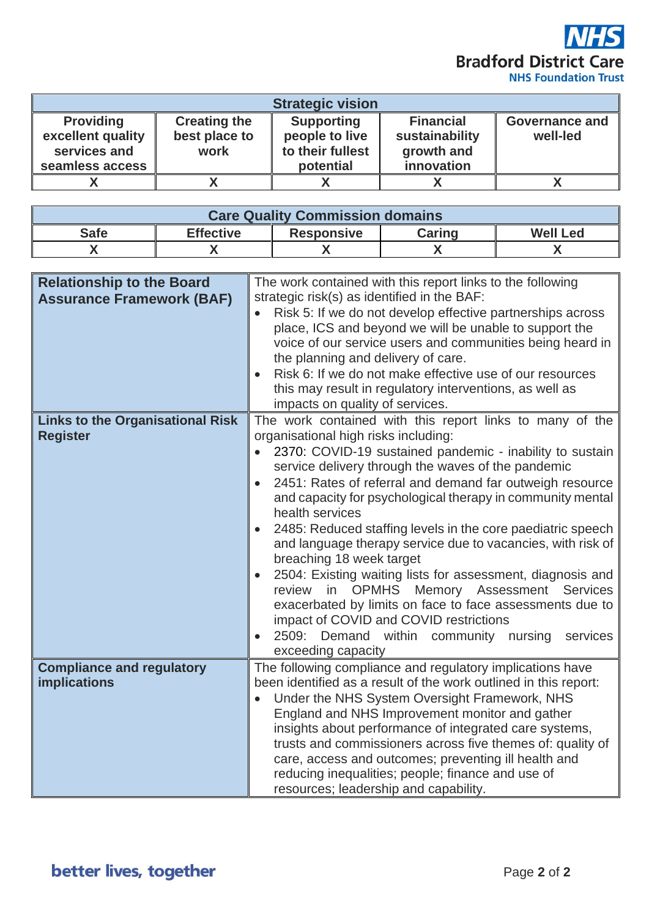| Strategic vision | | | | |
|---|---|---|---|---|
| Providing excellent quality services and seamless access | Creating the best place to work | Supporting people to live to their fullest potential | Financial sustainability growth and innovation | Governance and well-led |
| X | X | X | X | X |

| Care Quality Commission domains | | | | |
|---|---|---|---|---|
| Safe | Effective | Responsive | Caring | Well Led |
| X | X | X | X | X |

| | |
|---|---|
| **Relationship to the Board Assurance Framework (BAF)** | The work contained with this report links to the following strategic risk(s) as identified in the BAF:<br>• Risk 5: If we do not develop effective partnerships across place, ICS and beyond we will be unable to support the voice of our service users and communities being heard in the planning and delivery of care.<br>• Risk 6: If we do not make effective use of our resources this may result in regulatory interventions, as well as impacts on quality of services. |
| **Links to the Organisational Risk Register** | The work contained with this report links to many of the organisational high risks including:<br>• 2370: COVID-19 sustained pandemic - inability to sustain service delivery through the waves of the pandemic<br>• 2451: Rates of referral and demand far outweigh resource and capacity for psychological therapy in community mental health services<br>• 2485: Reduced staffing levels in the core paediatric speech and language therapy service due to vacancies, with risk of breaching 18 week target<br>• 2504: Existing waiting lists for assessment, diagnosis and review in OPMHS Memory Assessment Services exacerbated by limits on face to face assessments due to impact of COVID and COVID restrictions<br>• 2509: Demand within community nursing services exceeding capacity |
| **Compliance and regulatory implications** | The following compliance and regulatory implications have been identified as a result of the work outlined in this report:<br>• Under the NHS System Oversight Framework, NHS England and NHS Improvement monitor and gather insights about performance of integrated care systems, trusts and commissioners across five themes of: quality of care, access and outcomes; preventing ill health and reducing inequalities; people; finance and use of resources; leadership and capability. |